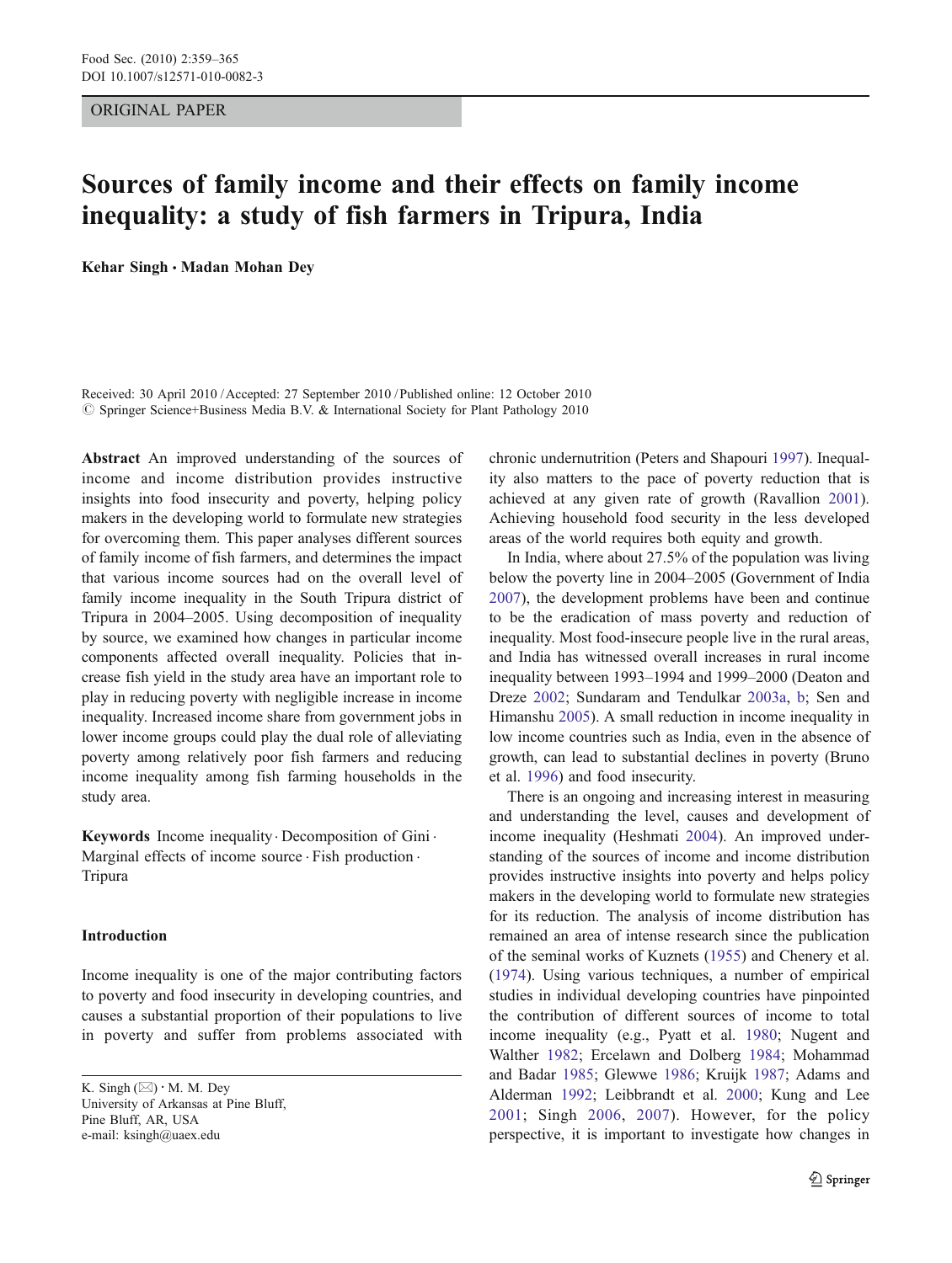ORIGINAL PAPER

# Sources of family income and their effects on family income inequality: a study of fish farmers in Tripura, India

**Kehar Singh · Madan Mohan Dey**

Received: 30 April 2010 / Accepted: 27 September 2010 / Published online: 12 October 2010
© Springer Science+Business Media B.V. & International Society for Plant Pathology 2010

**Abstract** An improved understanding of the sources of income and income distribution provides instructive insights into food insecurity and poverty, helping policy makers in the developing world to formulate new strategies for overcoming them. This paper analyses different sources of family income of fish farmers, and determines the impact that various income sources had on the overall level of family income inequality in the South Tripura district of Tripura in 2004–2005. Using decomposition of inequality by source, we examined how changes in particular income components affected overall inequality. Policies that increase fish yield in the study area have an important role to play in reducing poverty with negligible increase in income inequality. Increased income share from government jobs in lower income groups could play the dual role of alleviating poverty among relatively poor fish farmers and reducing income inequality among fish farming households in the study area.

**Keywords** Income inequality · Decomposition of Gini · Marginal effects of income source · Fish production · Tripura

## Introduction

Income inequality is one of the major contributing factors to poverty and food insecurity in developing countries, and causes a substantial proportion of their populations to live in poverty and suffer from problems associated with chronic undernutrition (Peters and Shapouri 1997). Inequality also matters to the pace of poverty reduction that is achieved at any given rate of growth (Ravallion 2001). Achieving household food security in the less developed areas of the world requires both equity and growth.

In India, where about 27.5% of the population was living below the poverty line in 2004–2005 (Government of India 2007), the development problems have been and continue to be the eradication of mass poverty and reduction of inequality. Most food-insecure people live in the rural areas, and India has witnessed overall increases in rural income inequality between 1993–1994 and 1999–2000 (Deaton and Dreze 2002; Sundaram and Tendulkar 2003a, b; Sen and Himanshu 2005). A small reduction in income inequality in low income countries such as India, even in the absence of growth, can lead to substantial declines in poverty (Bruno et al. 1996) and food insecurity.

There is an ongoing and increasing interest in measuring and understanding the level, causes and development of income inequality (Heshmati 2004). An improved understanding of the sources of income and income distribution provides instructive insights into poverty and helps policy makers in the developing world to formulate new strategies for its reduction. The analysis of income distribution has remained an area of intense research since the publication of the seminal works of Kuznets (1955) and Chenery et al. (1974). Using various techniques, a number of empirical studies in individual developing countries have pinpointed the contribution of different sources of income to total income inequality (e.g., Pyatt et al. 1980; Nugent and Walther 1982; Ercelawn and Dolberg 1984; Mohammad and Badar 1985; Glewwe 1986; Kruijk 1987; Adams and Alderman 1992; Leibbrandt et al. 2000; Kung and Lee 2001; Singh 2006, 2007). However, for the policy perspective, it is important to investigate how changes in

K. Singh (✉) · M. M. Dey
University of Arkansas at Pine Bluff,
Pine Bluff, AR, USA
e-mail: ksingh@uaex.edu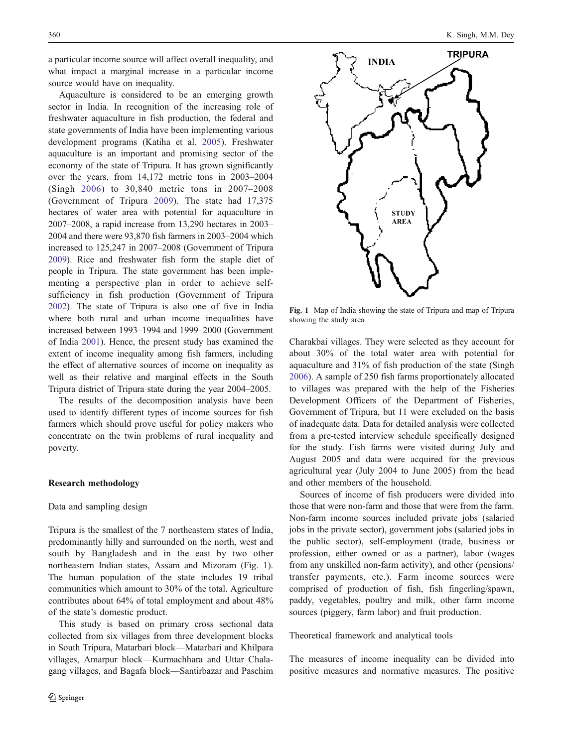a particular income source will affect overall inequality, and what impact a marginal increase in a particular income source would have on inequality.

Aquaculture is considered to be an emerging growth sector in India. In recognition of the increasing role of freshwater aquaculture in fish production, the federal and state governments of India have been implementing various development programs (Katiha et al. 2005). Freshwater aquaculture is an important and promising sector of the economy of the state of Tripura. It has grown significantly over the years, from 14,172 metric tons in 2003–2004 (Singh 2006) to 30,840 metric tons in 2007–2008 (Government of Tripura 2009). The state had 17,375 hectares of water area with potential for aquaculture in 2007–2008, a rapid increase from 13,290 hectares in 2003–2004 and there were 93,870 fish farmers in 2003–2004 which increased to 125,247 in 2007–2008 (Government of Tripura 2009). Rice and freshwater fish form the staple diet of people in Tripura. The state government has been implementing a perspective plan in order to achieve self-sufficiency in fish production (Government of Tripura 2002). The state of Tripura is also one of five in India where both rural and urban income inequalities have increased between 1993–1994 and 1999–2000 (Government of India 2001). Hence, the present study has examined the extent of income inequality among fish farmers, including the effect of alternative sources of income on inequality as well as their relative and marginal effects in the South Tripura district of Tripura state during the year 2004–2005.

The results of the decomposition analysis have been used to identify different types of income sources for fish farmers which should prove useful for policy makers who concentrate on the twin problems of rural inequality and poverty.

## Research methodology

### Data and sampling design

Tripura is the smallest of the 7 northeastern states of India, predominantly hilly and surrounded on the north, west and south by Bangladesh and in the east by two other northeastern Indian states, Assam and Mizoram (Fig. 1). The human population of the state includes 19 tribal communities which amount to 30% of the total. Agriculture contributes about 64% of total employment and about 48% of the state's domestic product.

This study is based on primary cross sectional data collected from six villages from three development blocks in South Tripura, Matarbari block—Matarbari and Khilpara villages, Amarpur block—Kurmachhara and Uttar Chalagang villages, and Bagafa block—Santirbazar and Paschim Charakbai villages. They were selected as they account for about 30% of the total water area with potential for aquaculture and 31% of fish production of the state (Singh 2006). A sample of 250 fish farms proportionately allocated to villages was prepared with the help of the Fisheries Development Officers of the Department of Fisheries, Government of Tripura, but 11 were excluded on the basis of inadequate data. Data for detailed analysis were collected from a pre-tested interview schedule specifically designed for the study. Fish farms were visited during July and August 2005 and data were acquired for the previous agricultural year (July 2004 to June 2005) from the head and other members of the household.

Fig. 1 Map of India showing the state of Tripura and map of Tripura showing the study area

Sources of income of fish producers were divided into those that were non-farm and those that were from the farm. Non-farm income sources included private jobs (salaried jobs in the private sector), government jobs (salaried jobs in the public sector), self-employment (trade, business or profession, either owned or as a partner), labor (wages from any unskilled non-farm activity), and other (pensions/transfer payments, etc.). Farm income sources were comprised of production of fish, fish fingerling/spawn, paddy, vegetables, poultry and milk, other farm income sources (piggery, farm labor) and fruit production.

### Theoretical framework and analytical tools

The measures of income inequality can be divided into positive measures and normative measures. The positive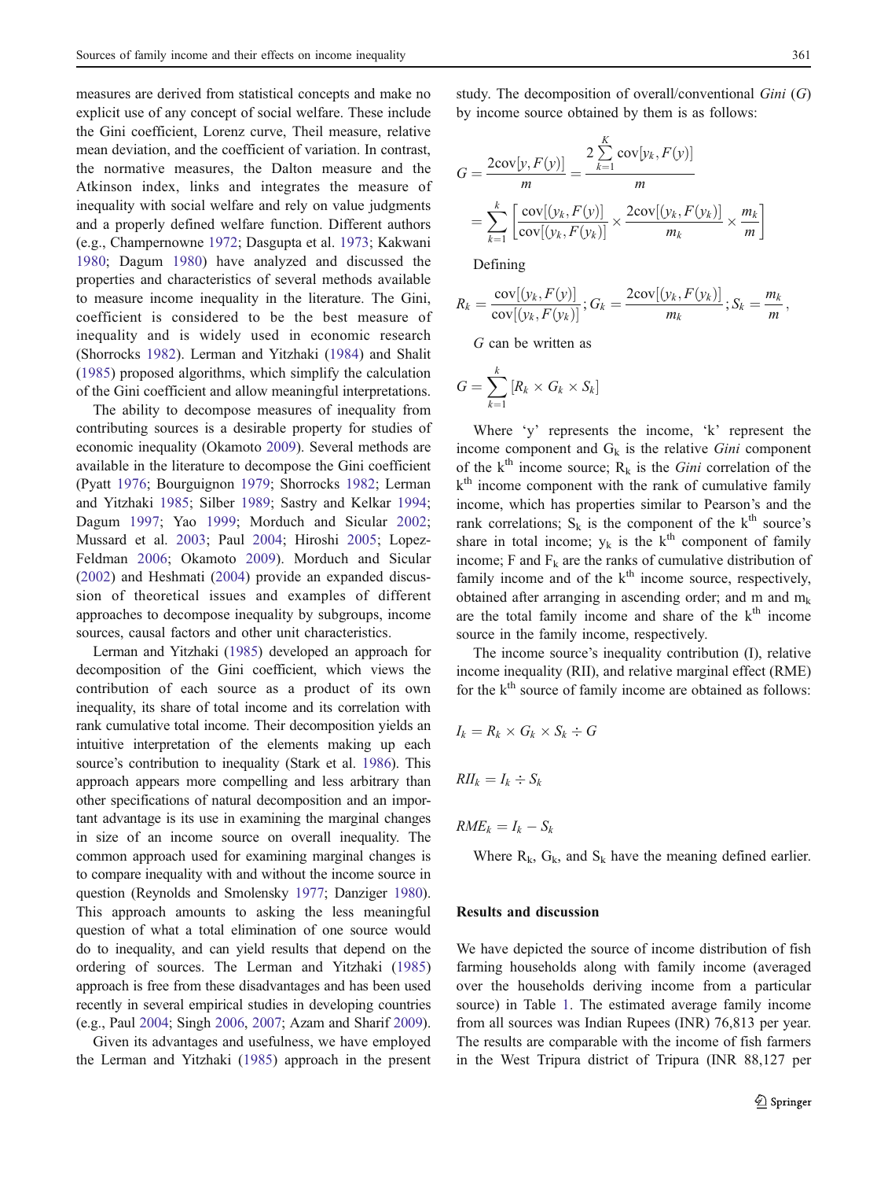measures are derived from statistical concepts and make no explicit use of any concept of social welfare. These include the Gini coefficient, Lorenz curve, Theil measure, relative mean deviation, and the coefficient of variation. In contrast, the normative measures, the Dalton measure and the Atkinson index, links and integrates the measure of inequality with social welfare and rely on value judgments and a properly defined welfare function. Different authors (e.g., Champernowne 1972; Dasgupta et al. 1973; Kakwani 1980; Dagum 1980) have analyzed and discussed the properties and characteristics of several methods available to measure income inequality in the literature. The Gini, coefficient is considered to be the best measure of inequality and is widely used in economic research (Shorrocks 1982). Lerman and Yitzhaki (1984) and Shalit (1985) proposed algorithms, which simplify the calculation of the Gini coefficient and allow meaningful interpretations.

The ability to decompose measures of inequality from contributing sources is a desirable property for studies of economic inequality (Okamoto 2009). Several methods are available in the literature to decompose the Gini coefficient (Pyatt 1976; Bourguignon 1979; Shorrocks 1982; Lerman and Yitzhaki 1985; Silber 1989; Sastry and Kelkar 1994; Dagum 1997; Yao 1999; Morduch and Sicular 2002; Mussard et al. 2003; Paul 2004; Hiroshi 2005; Lopez-Feldman 2006; Okamoto 2009). Morduch and Sicular (2002) and Heshmati (2004) provide an expanded discussion of theoretical issues and examples of different approaches to decompose inequality by subgroups, income sources, causal factors and other unit characteristics.

Lerman and Yitzhaki (1985) developed an approach for decomposition of the Gini coefficient, which views the contribution of each source as a product of its own inequality, its share of total income and its correlation with rank cumulative total income. Their decomposition yields an intuitive interpretation of the elements making up each source's contribution to inequality (Stark et al. 1986). This approach appears more compelling and less arbitrary than other specifications of natural decomposition and an important advantage is its use in examining the marginal changes in size of an income source on overall inequality. The common approach used for examining marginal changes is to compare inequality with and without the income source in question (Reynolds and Smolensky 1977; Danziger 1980). This approach amounts to asking the less meaningful question of what a total elimination of one source would do to inequality, and can yield results that depend on the ordering of sources. The Lerman and Yitzhaki (1985) approach is free from these disadvantages and has been used recently in several empirical studies in developing countries (e.g., Paul 2004; Singh 2006, 2007; Azam and Sharif 2009).

Given its advantages and usefulness, we have employed the Lerman and Yitzhaki (1985) approach in the present study. The decomposition of overall/conventional *Gini* ($G$) by income source obtained by them is as follows:

$$G = \frac{2\text{cov}[y, F(y)]}{m} = \frac{2\sum_{k=1}^{K}\text{cov}[y_k, F(y)]}{m}$$

$$= \sum_{k=1}^{k}\left[\frac{\text{cov}[(y_k, F(y)]}{\text{cov}[(y_k, F(y_k)]} \times \frac{2\text{cov}[(y_k, F(y_k)]}{m_k} \times \frac{m_k}{m}\right]$$

Defining

$$R_k = \frac{\text{cov}[(y_k, F(y)]}{\text{cov}[(y_k, F(y_k)]}; G_k = \frac{2\text{cov}[(y_k, F(y_k)]}{m_k}; S_k = \frac{m_k}{m},$$

$G$ can be written as

$$G = \sum_{k=1}^{k}[R_k \times G_k \times S_k]$$

Where 'y' represents the income, 'k' represent the income component and $G_k$ is the relative *Gini* component of the k[th] income source; $R_k$ is the *Gini* correlation of the k[th] income component with the rank of cumulative family income, which has properties similar to Pearson's and the rank correlations; $S_k$ is the component of the k[th] source's share in total income; $y_k$ is the k[th] component of family income; F and $F_k$ are the ranks of cumulative distribution of family income and of the k[th] income source, respectively, obtained after arranging in ascending order; and m and $m_k$ are the total family income and share of the k[th] income source in the family income, respectively.

The income source's inequality contribution (I), relative income inequality (RII), and relative marginal effect (RME) for the k[th] source of family income are obtained as follows:

$$I_k = R_k \times G_k \times S_k \div G$$

$$RII_k = I_k \div S_k$$

$$RME_k = I_k - S_k$$

Where $R_k$, $G_k$, and $S_k$ have the meaning defined earlier.

## Results and discussion

We have depicted the source of income distribution of fish farming households along with family income (averaged over the households deriving income from a particular source) in Table 1. The estimated average family income from all sources was Indian Rupees (INR) 76,813 per year. The results are comparable with the income of fish farmers in the West Tripura district of Tripura (INR 88,127 per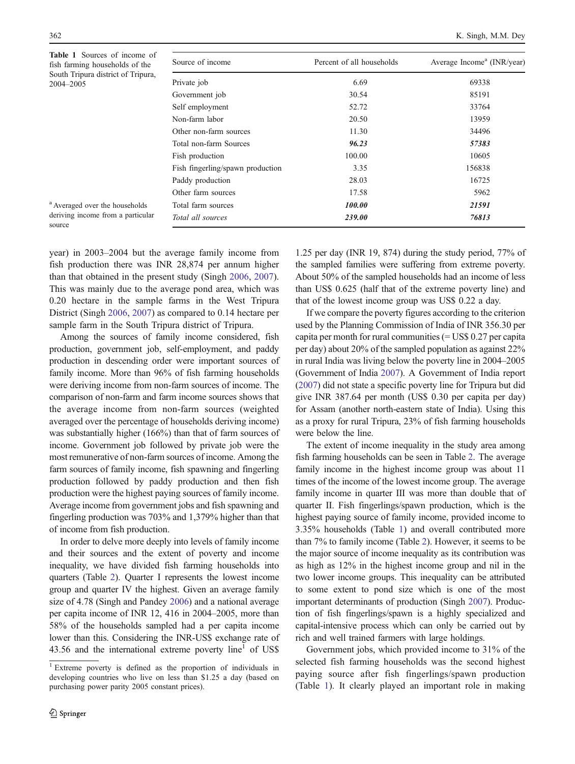**Table 1** Sources of income of fish farming households of the South Tripura district of Tripura, 2004–2005

| Source of income | Percent of all households | Average Income[a] (INR/year) |
|---|---|---|
| Private job | 6.69 | 69338 |
| Government job | 30.54 | 85191 |
| Self employment | 52.72 | 33764 |
| Non-farm labor | 20.50 | 13959 |
| Other non-farm sources | 11.30 | 34496 |
| Total non-farm Sources | ***96.23*** | ***57383*** |
| Fish production | 100.00 | 10605 |
| Fish fingerling/spawn production | 3.35 | 156838 |
| Paddy production | 28.03 | 16725 |
| Other farm sources | 17.58 | 5962 |
| Total farm sources | ***100.00*** | ***21591*** |
| *Total all sources* | ***239.00*** | ***76813*** |

[a] Averaged over the households deriving income from a particular source

year) in 2003–2004 but the average family income from fish production there was INR 28,874 per annum higher than that obtained in the present study (Singh 2006, 2007). This was mainly due to the average pond area, which was 0.20 hectare in the sample farms in the West Tripura District (Singh 2006, 2007) as compared to 0.14 hectare per sample farm in the South Tripura district of Tripura.

Among the sources of family income considered, fish production, government job, self-employment, and paddy production in descending order were important sources of family income. More than 96% of fish farming households were deriving income from non-farm sources of income. The comparison of non-farm and farm income sources shows that the average income from non-farm sources (weighted averaged over the percentage of households deriving income) was substantially higher (166%) than that of farm sources of income. Government job followed by private job were the most remunerative of non-farm sources of income. Among the farm sources of family income, fish spawning and fingerling production followed by paddy production and then fish production were the highest paying sources of family income. Average income from government jobs and fish spawning and fingerling production was 703% and 1,379% higher than that of income from fish production.

In order to delve more deeply into levels of family income and their sources and the extent of poverty and income inequality, we have divided fish farming households into quarters (Table 2). Quarter I represents the lowest income group and quarter IV the highest. Given an average family size of 4.78 (Singh and Pandey 2006) and a national average per capita income of INR 12, 416 in 2004–2005, more than 58% of the households sampled had a per capita income lower than this. Considering the INR-US$ exchange rate of 43.56 and the international extreme poverty line[1] of US$ 1.25 per day (INR 19, 874) during the study period, 77% of the sampled families were suffering from extreme poverty. About 50% of the sampled households had an income of less than US$ 0.625 (half that of the extreme poverty line) and that of the lowest income group was US$ 0.22 a day.

If we compare the poverty figures according to the criterion used by the Planning Commission of India of INR 356.30 per capita per month for rural communities (= US$ 0.27 per capita per day) about 20% of the sampled population as against 22% in rural India was living below the poverty line in 2004–2005 (Government of India 2007). A Government of India report (2007) did not state a specific poverty line for Tripura but did give INR 387.64 per month (US$ 0.30 per capita per day) for Assam (another north-eastern state of India). Using this as a proxy for rural Tripura, 23% of fish farming households were below the line.

The extent of income inequality in the study area among fish farming households can be seen in Table 2. The average family income in the highest income group was about 11 times of the income of the lowest income group. The average family income in quarter III was more than double that of quarter II. Fish fingerlings/spawn production, which is the highest paying source of family income, provided income to 3.35% households (Table 1) and overall contributed more than 7% to family income (Table 2). However, it seems to be the major source of income inequality as its contribution was as high as 12% in the highest income group and nil in the two lower income groups. This inequality can be attributed to some extent to pond size which is one of the most important determinants of production (Singh 2007). Production of fish fingerlings/spawn is a highly specialized and capital-intensive process which can only be carried out by rich and well trained farmers with large holdings.

Government jobs, which provided income to 31% of the selected fish farming households was the second highest paying source after fish fingerlings/spawn production (Table 1). It clearly played an important role in making

[1] Extreme poverty is defined as the proportion of individuals in developing countries who live on less than $1.25 a day (based on purchasing power parity 2005 constant prices).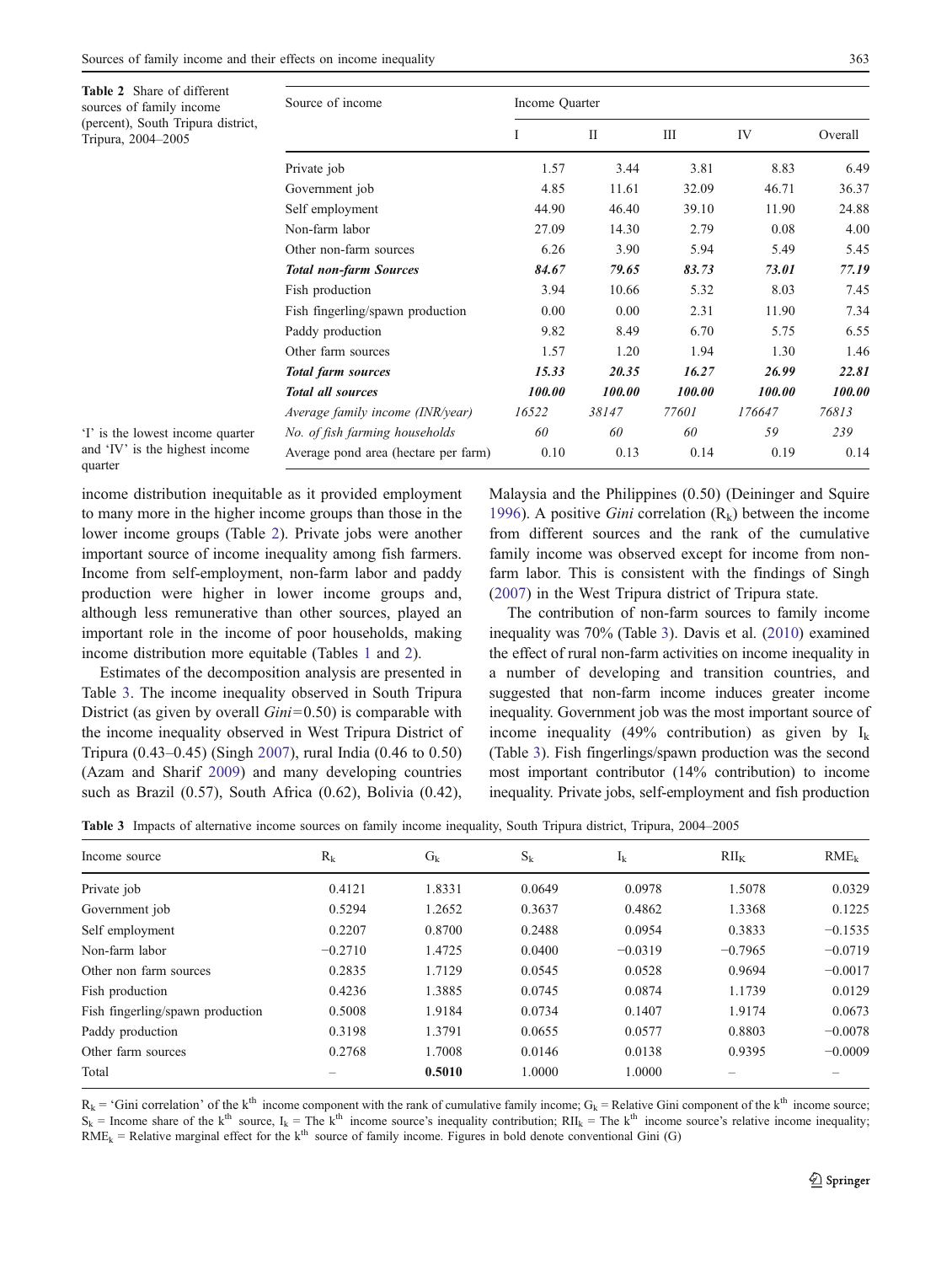**Table 2** Share of different sources of family income (percent), South Tripura district, Tripura, 2004–2005

| Source of income | Income Quarter | | | | |
|---|---|---|---|---|---|
| | I | II | III | IV | Overall |
| Private job | 1.57 | 3.44 | 3.81 | 8.83 | 6.49 |
| Government job | 4.85 | 11.61 | 32.09 | 46.71 | 36.37 |
| Self employment | 44.90 | 46.40 | 39.10 | 11.90 | 24.88 |
| Non-farm labor | 27.09 | 14.30 | 2.79 | 0.08 | 4.00 |
| Other non-farm sources | 6.26 | 3.90 | 5.94 | 5.49 | 5.45 |
| ***Total non-farm Sources*** | ***84.67*** | ***79.65*** | ***83.73*** | ***73.01*** | ***77.19*** |
| Fish production | 3.94 | 10.66 | 5.32 | 8.03 | 7.45 |
| Fish fingerling/spawn production | 0.00 | 0.00 | 2.31 | 11.90 | 7.34 |
| Paddy production | 9.82 | 8.49 | 6.70 | 5.75 | 6.55 |
| Other farm sources | 1.57 | 1.20 | 1.94 | 1.30 | 1.46 |
| ***Total farm sources*** | ***15.33*** | ***20.35*** | ***16.27*** | ***26.99*** | ***22.81*** |
| ***Total all sources*** | ***100.00*** | ***100.00*** | ***100.00*** | ***100.00*** | ***100.00*** |
| *Average family income (INR/year)* | *16522* | *38147* | *77601* | *176647* | *76813* |
| *No. of fish farming households* | *60* | *60* | *60* | *59* | *239* |
| Average pond area (hectare per farm) | 0.10 | 0.13 | 0.14 | 0.19 | 0.14 |

'I' is the lowest income quarter and 'IV' is the highest income quarter

income distribution inequitable as it provided employment to many more in the higher income groups than those in the lower income groups (Table 2). Private jobs were another important source of income inequality among fish farmers. Income from self-employment, non-farm labor and paddy production were higher in lower income groups and, although less remunerative than other sources, played an important role in the income of poor households, making income distribution more equitable (Tables 1 and 2).

Estimates of the decomposition analysis are presented in Table 3. The income inequality observed in South Tripura District (as given by overall *Gini*=0.50) is comparable with the income inequality observed in West Tripura District of Tripura (0.43–0.45) (Singh 2007), rural India (0.46 to 0.50) (Azam and Sharif 2009) and many developing countries such as Brazil (0.57), South Africa (0.62), Bolivia (0.42), Malaysia and the Philippines (0.50) (Deininger and Squire 1996). A positive *Gini* correlation ($R_k$) between the income from different sources and the rank of the cumulative family income was observed except for income from non-farm labor. This is consistent with the findings of Singh (2007) in the West Tripura district of Tripura state.

The contribution of non-farm sources to family income inequality was 70% (Table 3). Davis et al. (2010) examined the effect of rural non-farm activities on income inequality in a number of developing and transition countries, and suggested that non-farm income induces greater income inequality. Government job was the most important source of income inequality (49% contribution) as given by $I_k$ (Table 3). Fish fingerlings/spawn production was the second most important contributor (14% contribution) to income inequality. Private jobs, self-employment and fish production

**Table 3** Impacts of alternative income sources on family income inequality, South Tripura district, Tripura, 2004–2005

| Income source | $R_k$ | $G_k$ | $S_k$ | $I_k$ | $RII_K$ | $RME_k$ |
|---|---|---|---|---|---|---|
| Private job | 0.4121 | 1.8331 | 0.0649 | 0.0978 | 1.5078 | 0.0329 |
| Government job | 0.5294 | 1.2652 | 0.3637 | 0.4862 | 1.3368 | 0.1225 |
| Self employment | 0.2207 | 0.8700 | 0.2488 | 0.0954 | 0.3833 | −0.1535 |
| Non-farm labor | −0.2710 | 1.4725 | 0.0400 | −0.0319 | −0.7965 | −0.0719 |
| Other non farm sources | 0.2835 | 1.7129 | 0.0545 | 0.0528 | 0.9694 | −0.0017 |
| Fish production | 0.4236 | 1.3885 | 0.0745 | 0.0874 | 1.1739 | 0.0129 |
| Fish fingerling/spawn production | 0.5008 | 1.9184 | 0.0734 | 0.1407 | 1.9174 | 0.0673 |
| Paddy production | 0.3198 | 1.3791 | 0.0655 | 0.0577 | 0.8803 | −0.0078 |
| Other farm sources | 0.2768 | 1.7008 | 0.0146 | 0.0138 | 0.9395 | −0.0009 |
| Total | – | **0.5010** | 1.0000 | 1.0000 | – | – |

$R_k$ = 'Gini correlation' of the $k^{th}$ income component with the rank of cumulative family income; $G_k$ = Relative Gini component of the $k^{th}$ income source; $S_k$ = Income share of the $k^{th}$ source, $I_k$ = The $k^{th}$ income source's inequality contribution; $RII_k$ = The $k^{th}$ income source's relative income inequality; $RME_k$ = Relative marginal effect for the $k^{th}$ source of family income. Figures in bold denote conventional Gini (G)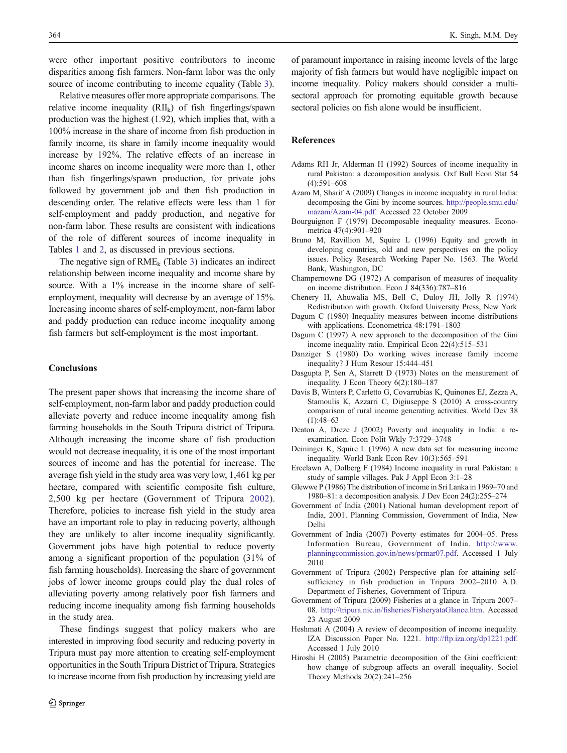were other important positive contributors to income disparities among fish farmers. Non-farm labor was the only source of income contributing to income equality (Table 3).

Relative measures offer more appropriate comparisons. The relative income inequality ($RII_k$) of fish fingerlings/spawn production was the highest (1.92), which implies that, with a 100% increase in the share of income from fish production in family income, its share in family income inequality would increase by 192%. The relative effects of an increase in income shares on income inequality were more than 1, other than fish fingerlings/spawn production, for private jobs followed by government job and then fish production in descending order. The relative effects were less than 1 for self-employment and paddy production, and negative for non-farm labor. These results are consistent with indications of the role of different sources of income inequality in Tables 1 and 2, as discussed in previous sections.

The negative sign of $RME_k$ (Table 3) indicates an indirect relationship between income inequality and income share by source. With a 1% increase in the income share of self-employment, inequality will decrease by an average of 15%. Increasing income shares of self-employment, non-farm labor and paddy production can reduce income inequality among fish farmers but self-employment is the most important.

## Conclusions

The present paper shows that increasing the income share of self-employment, non-farm labor and paddy production could alleviate poverty and reduce income inequality among fish farming households in the South Tripura district of Tripura. Although increasing the income share of fish production would not decrease inequality, it is one of the most important sources of income and has the potential for increase. The average fish yield in the study area was very low, 1,461 kg per hectare, compared with scientific composite fish culture, 2,500 kg per hectare (Government of Tripura 2002). Therefore, policies to increase fish yield in the study area have an important role to play in reducing poverty, although they are unlikely to alter income inequality significantly. Government jobs have high potential to reduce poverty among a significant proportion of the population (31% of fish farming households). Increasing the share of government jobs of lower income groups could play the dual roles of alleviating poverty among relatively poor fish farmers and reducing income inequality among fish farming households in the study area.

These findings suggest that policy makers who are interested in improving food security and reducing poverty in Tripura must pay more attention to creating self-employment opportunities in the South Tripura District of Tripura. Strategies to increase income from fish production by increasing yield are of paramount importance in raising income levels of the large majority of fish farmers but would have negligible impact on income inequality. Policy makers should consider a multi-sectoral approach for promoting equitable growth because sectoral policies on fish alone would be insufficient.

## References

Adams RH Jr, Alderman H (1992) Sources of income inequality in rural Pakistan: a decomposition analysis. Oxf Bull Econ Stat 54 (4):591–608

Azam M, Sharif A (2009) Changes in income inequality in rural India: decomposing the Gini by income sources. http://people.smu.edu/mazam/Azam-04.pdf. Accessed 22 October 2009

Bourguignon F (1979) Decomposable inequality measures. Econometrica 47(4):901–920

Bruno M, Ravillion M, Squire L (1996) Equity and growth in developing countries, old and new perspectives on the policy issues. Policy Research Working Paper No. 1563. The World Bank, Washington, DC

Champernowne DG (1972) A comparison of measures of inequality on income distribution. Econ J 84(336):787–816

Chenery H, Ahuwalia MS, Bell C, Duloy JH, Jolly R (1974) Redistribution with growth. Oxford University Press, New York

Dagum C (1980) Inequality measures between income distributions with applications. Econometrica 48:1791–1803

Dagum C (1997) A new approach to the decomposition of the Gini income inequality ratio. Empirical Econ 22(4):515–531

Danziger S (1980) Do working wives increase family income inequality? J Hum Resour 15:444–451

Dasgupta P, Sen A, Starrett D (1973) Notes on the measurement of inequality. J Econ Theory 6(2):180–187

Davis B, Winters P, Carletto G, Covarrubias K, Quinones EJ, Zezza A, Stamoulis K, Azzarri C, Digiuseppe S (2010) A cross-country comparison of rural income generating activities. World Dev 38 (1):48–63

Deaton A, Dreze J (2002) Poverty and inequality in India: a re-examination. Econ Polit Wkly 7:3729–3748

Deininger K, Squire L (1996) A new data set for measuring income inequality. World Bank Econ Rev 10(3):565–591

Ercelawn A, Dolberg F (1984) Income inequality in rural Pakistan: a study of sample villages. Pak J Appl Econ 3:1–28

Glewwe P (1986) The distribution of income in Sri Lanka in 1969–70 and 1980–81: a decomposition analysis. J Dev Econ 24(2):255–274

Government of India (2001) National human development report of India, 2001. Planning Commission, Government of India, New Delhi

Government of India (2007) Poverty estimates for 2004–05. Press Information Bureau, Government of India. http://www.planningcommission.gov.in/news/prmar07.pdf. Accessed 1 July 2010

Government of Tripura (2002) Perspective plan for attaining self-sufficiency in fish production in Tripura 2002–2010 A.D. Department of Fisheries, Government of Tripura

Government of Tripura (2009) Fisheries at a glance in Tripura 2007–08. http://tripura.nic.in/fisheries/FisheryataGlance.htm. Accessed 23 August 2009

Heshmati A (2004) A review of decomposition of income inequality. IZA Discussion Paper No. 1221. http://ftp.iza.org/dp1221.pdf. Accessed 1 July 2010

Hiroshi H (2005) Parametric decomposition of the Gini coefficient: how change of subgroup affects an overall inequality. Sociol Theory Methods 20(2):241–256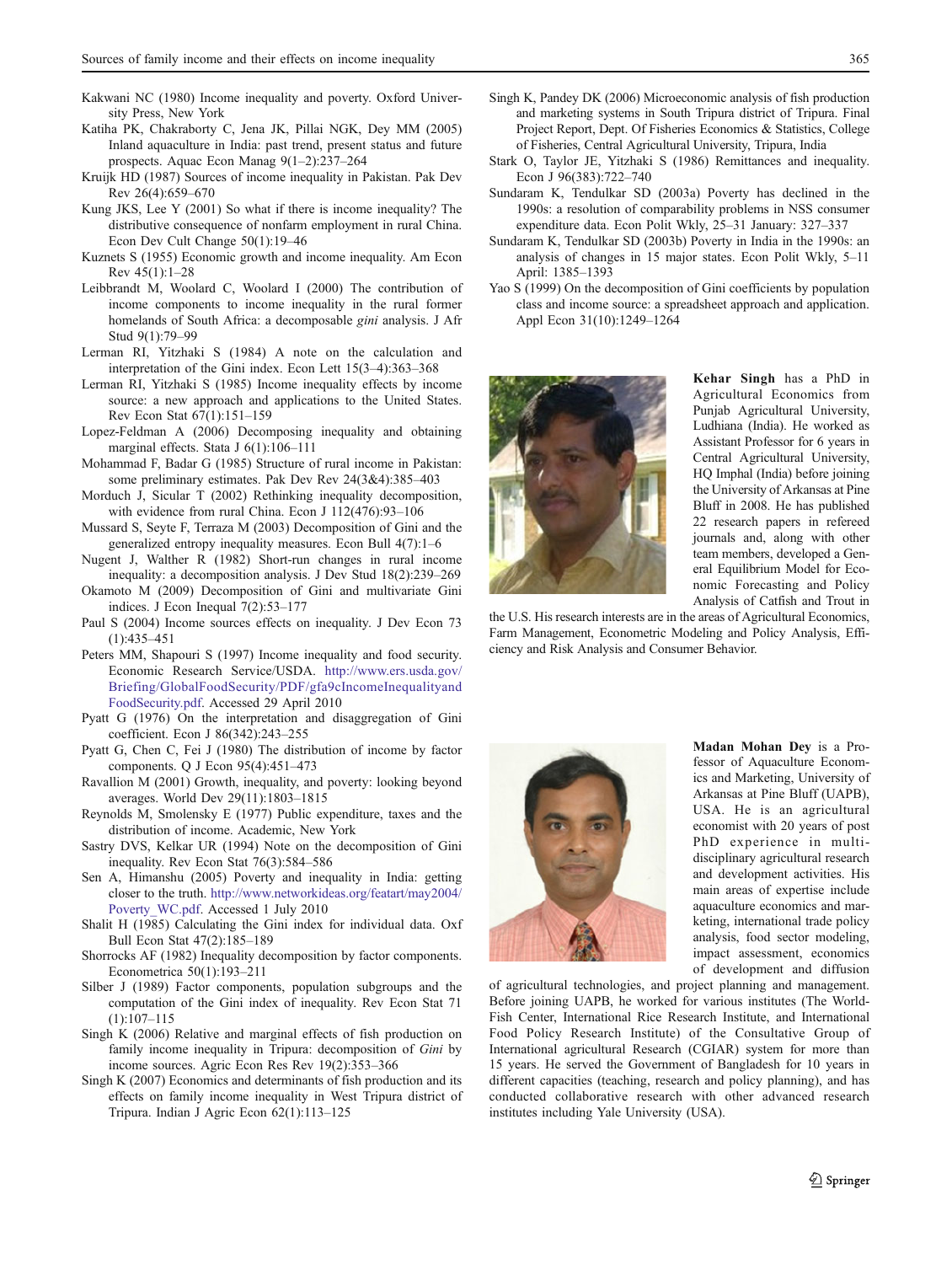Kakwani NC (1980) Income inequality and poverty. Oxford University Press, New York

Katiha PK, Chakraborty C, Jena JK, Pillai NGK, Dey MM (2005) Inland aquaculture in India: past trend, present status and future prospects. Aquac Econ Manag 9(1–2):237–264

Kruijk HD (1987) Sources of income inequality in Pakistan. Pak Dev Rev 26(4):659–670

Kung JKS, Lee Y (2001) So what if there is income inequality? The distributive consequence of nonfarm employment in rural China. Econ Dev Cult Change 50(1):19–46

Kuznets S (1955) Economic growth and income inequality. Am Econ Rev 45(1):1–28

Leibbrandt M, Woolard C, Woolard I (2000) The contribution of income components to income inequality in the rural former homelands of South Africa: a decomposable *gini* analysis. J Afr Stud 9(1):79–99

Lerman RI, Yitzhaki S (1984) A note on the calculation and interpretation of the Gini index. Econ Lett 15(3–4):363–368

Lerman RI, Yitzhaki S (1985) Income inequality effects by income source: a new approach and applications to the United States. Rev Econ Stat 67(1):151–159

Lopez-Feldman A (2006) Decomposing inequality and obtaining marginal effects. Stata J 6(1):106–111

Mohammad F, Badar G (1985) Structure of rural income in Pakistan: some preliminary estimates. Pak Dev Rev 24(3&4):385–403

Morduch J, Sicular T (2002) Rethinking inequality decomposition, with evidence from rural China. Econ J 112(476):93–106

Mussard S, Seyte F, Terraza M (2003) Decomposition of Gini and the generalized entropy inequality measures. Econ Bull 4(7):1–6

Nugent J, Walther R (1982) Short-run changes in rural income inequality: a decomposition analysis. J Dev Stud 18(2):239–269

Okamoto M (2009) Decomposition of Gini and multivariate Gini indices. J Econ Inequal 7(2):53–177

Paul S (2004) Income sources effects on inequality. J Dev Econ 73 (1):435–451

Peters MM, Shapouri S (1997) Income inequality and food security. Economic Research Service/USDA. http://www.ers.usda.gov/Briefing/GlobalFoodSecurity/PDF/gfa9cIncomeInequalityandFoodSecurity.pdf. Accessed 29 April 2010

Pyatt G (1976) On the interpretation and disaggregation of Gini coefficient. Econ J 86(342):243–255

Pyatt G, Chen C, Fei J (1980) The distribution of income by factor components. Q J Econ 95(4):451–473

Ravallion M (2001) Growth, inequality, and poverty: looking beyond averages. World Dev 29(11):1803–1815

Reynolds M, Smolensky E (1977) Public expenditure, taxes and the distribution of income. Academic, New York

Sastry DVS, Kelkar UR (1994) Note on the decomposition of Gini inequality. Rev Econ Stat 76(3):584–586

Sen A, Himanshu (2005) Poverty and inequality in India: getting closer to the truth. http://www.networkideas.org/featart/may2004/Poverty_WC.pdf. Accessed 1 July 2010

Shalit H (1985) Calculating the Gini index for individual data. Oxf Bull Econ Stat 47(2):185–189

Shorrocks AF (1982) Inequality decomposition by factor components. Econometrica 50(1):193–211

Silber J (1989) Factor components, population subgroups and the computation of the Gini index of inequality. Rev Econ Stat 71 (1):107–115

Singh K (2006) Relative and marginal effects of fish production on family income inequality in Tripura: decomposition of *Gini* by income sources. Agric Econ Res Rev 19(2):353–366

Singh K (2007) Economics and determinants of fish production and its effects on family income inequality in West Tripura district of Tripura. Indian J Agric Econ 62(1):113–125

Singh K, Pandey DK (2006) Microeconomic analysis of fish production and marketing systems in South Tripura district of Tripura. Final Project Report, Dept. Of Fisheries Economics & Statistics, College of Fisheries, Central Agricultural University, Tripura, India

Stark O, Taylor JE, Yitzhaki S (1986) Remittances and inequality. Econ J 96(383):722–740

Sundaram K, Tendulkar SD (2003a) Poverty has declined in the 1990s: a resolution of comparability problems in NSS consumer expenditure data. Econ Polit Wkly, 25–31 January: 327–337

Sundaram K, Tendulkar SD (2003b) Poverty in India in the 1990s: an analysis of changes in 15 major states. Econ Polit Wkly, 5–11 April: 1385–1393

Yao S (1999) On the decomposition of Gini coefficients by population class and income source: a spreadsheet approach and application. Appl Econ 31(10):1249–1264

**Kehar Singh** has a PhD in Agricultural Economics from Punjab Agricultural University, Ludhiana (India). He worked as Assistant Professor for 6 years in Central Agricultural University, HQ Imphal (India) before joining the University of Arkansas at Pine Bluff in 2008. He has published 22 research papers in refereed journals and, along with other team members, developed a General Equilibrium Model for Economic Forecasting and Policy Analysis of Catfish and Trout in the U.S. His research interests are in the areas of Agricultural Economics, Farm Management, Econometric Modeling and Policy Analysis, Efficiency and Risk Analysis and Consumer Behavior.

**Madan Mohan Dey** is a Professor of Aquaculture Economics and Marketing, University of Arkansas at Pine Bluff (UAPB), USA. He is an agricultural economist with 20 years of post PhD experience in multidisciplinary agricultural research and development activities. His main areas of expertise include aquaculture economics and marketing, international trade policy analysis, food sector modeling, impact assessment, economics of development and diffusion of agricultural technologies, and project planning and management. Before joining UAPB, he worked for various institutes (The WorldFish Center, International Rice Research Institute, and International Food Policy Research Institute) of the Consultative Group of International agricultural Research (CGIAR) system for more than 15 years. He served the Government of Bangladesh for 10 years in different capacities (teaching, research and policy planning), and has conducted collaborative research with other advanced research institutes including Yale University (USA).